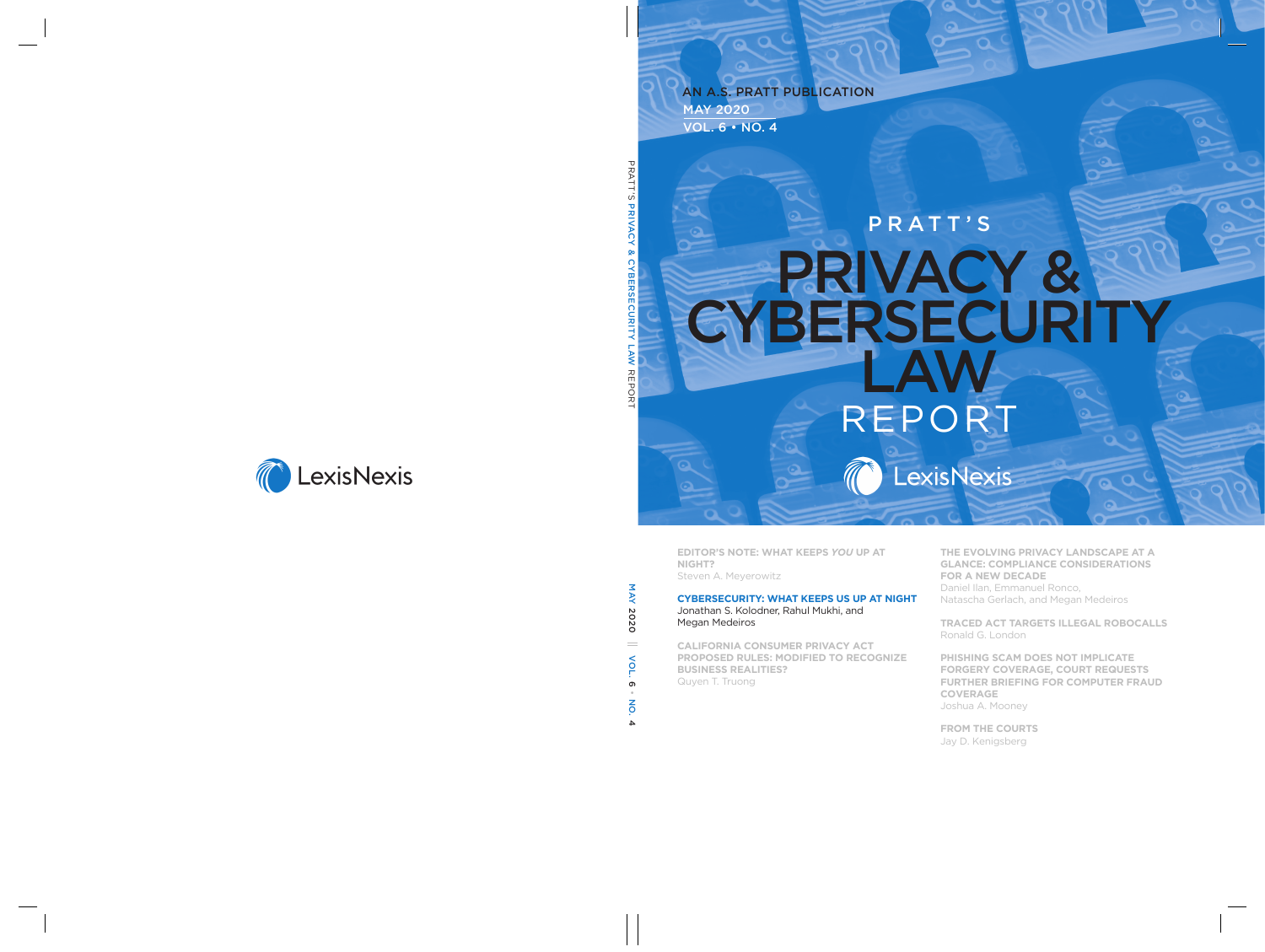AN A.S. PRATT PUBLICATION
MAY 2020
VOL. 6 • NO. 4

# PRATT'S PRIVACY & CYBERSECURITY LAW REPORT

LexisNexis

**EDITOR'S NOTE: WHAT KEEPS *YOU* UP AT NIGHT?**
Steven A. Meyerowitz

**CYBERSECURITY: WHAT KEEPS US UP AT NIGHT**
Jonathan S. Kolodner, Rahul Mukhi, and Megan Medeiros

**CALIFORNIA CONSUMER PRIVACY ACT PROPOSED RULES: MODIFIED TO RECOGNIZE BUSINESS REALITIES?**
Quyen T. Truong

**THE EVOLVING PRIVACY LANDSCAPE AT A GLANCE: COMPLIANCE CONSIDERATIONS FOR A NEW DECADE**
Daniel Ilan, Emmanuel Ronco, Natascha Gerlach, and Megan Medeiros

**TRACED ACT TARGETS ILLEGAL ROBOCALLS**
Ronald G. London

**PHISHING SCAM DOES NOT IMPLICATE FORGERY COVERAGE, COURT REQUESTS FURTHER BRIEFING FOR COMPUTER FRAUD COVERAGE**
Joshua A. Mooney

**FROM THE COURTS**
Jay D. Kenigsberg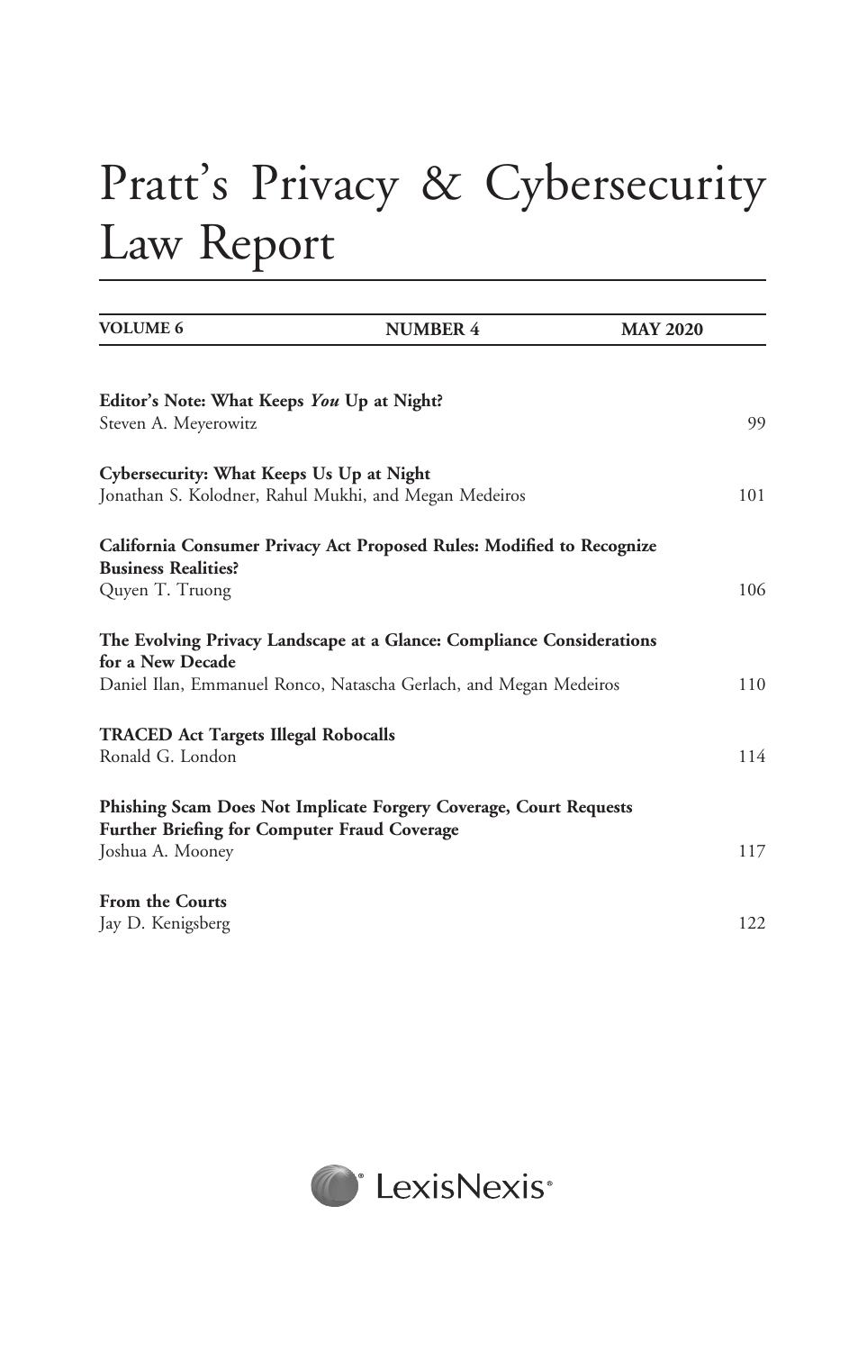# Pratt's Privacy & Cybersecurity Law Report

| VOLUME 6 | NUMBER 4 | MAY 2020 |
| --- | --- | --- |

**Editor's Note: What Keeps *You* Up at Night?**
Steven A. Meyerowitz — 99

**Cybersecurity: What Keeps Us Up at Night**
Jonathan S. Kolodner, Rahul Mukhi, and Megan Medeiros — 101

**California Consumer Privacy Act Proposed Rules: Modified to Recognize Business Realities?**
Quyen T. Truong — 106

**The Evolving Privacy Landscape at a Glance: Compliance Considerations for a New Decade**
Daniel Ilan, Emmanuel Ronco, Natascha Gerlach, and Megan Medeiros — 110

**TRACED Act Targets Illegal Robocalls**
Ronald G. London — 114

**Phishing Scam Does Not Implicate Forgery Coverage, Court Requests Further Briefing for Computer Fraud Coverage**
Joshua A. Mooney — 117

**From the Courts**
Jay D. Kenigsberg — 122

LexisNexis®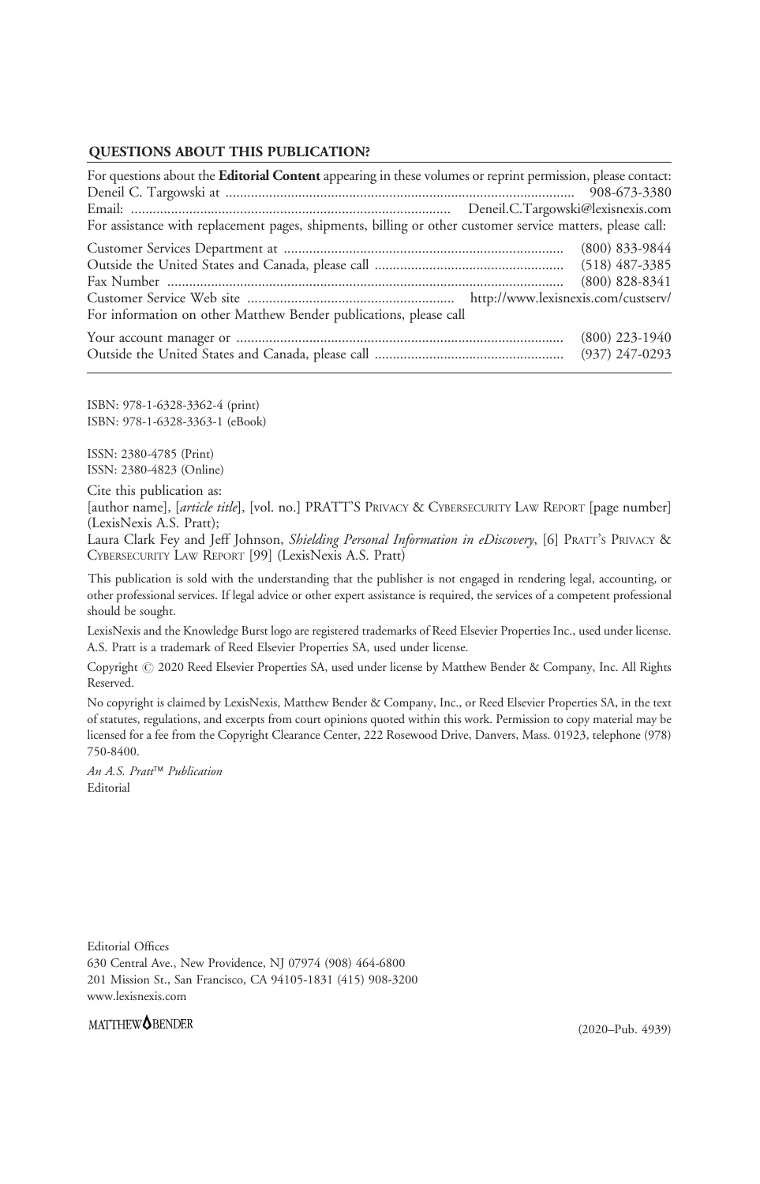**QUESTIONS ABOUT THIS PUBLICATION?**

For questions about the **Editorial Content** appearing in these volumes or reprint permission, please contact:

Deneil C. Targowski at ............................................................................................ 908-673-3380
Email: ....................................................................................... Deneil.C.Targowski@lexisnexis.com

For assistance with replacement pages, shipments, billing or other customer service matters, please call:

Customer Services Department at ............................................................................ (800) 833-9844
Outside the United States and Canada, please call .................................................... (518) 487-3385
Fax Number ............................................................................................................ (800) 828-8341
Customer Service Web site ........................................................ http://www.lexisnexis.com/custserv/

For information on other Matthew Bender publications, please call

Your account manager or ......................................................................................... (800) 223-1940
Outside the United States and Canada, please call .................................................... (937) 247-0293

ISBN: 978-1-6328-3362-4 (print)
ISBN: 978-1-6328-3363-1 (eBook)

ISSN: 2380-4785 (Print)
ISSN: 2380-4823 (Online)

Cite this publication as:

[author name], [*article title*], [vol. no.] PRATT'S PRIVACY & CYBERSECURITY LAW REPORT [page number] (LexisNexis A.S. Pratt);

Laura Clark Fey and Jeff Johnson, *Shielding Personal Information in eDiscovery*, [6] PRATT'S PRIVACY & CYBERSECURITY LAW REPORT [99] (LexisNexis A.S. Pratt)

This publication is sold with the understanding that the publisher is not engaged in rendering legal, accounting, or other professional services. If legal advice or other expert assistance is required, the services of a competent professional should be sought.

LexisNexis and the Knowledge Burst logo are registered trademarks of Reed Elsevier Properties Inc., used under license. A.S. Pratt is a trademark of Reed Elsevier Properties SA, used under license.

Copyright © 2020 Reed Elsevier Properties SA, used under license by Matthew Bender & Company, Inc. All Rights Reserved.

No copyright is claimed by LexisNexis, Matthew Bender & Company, Inc., or Reed Elsevier Properties SA, in the text of statutes, regulations, and excerpts from court opinions quoted within this work. Permission to copy material may be licensed for a fee from the Copyright Clearance Center, 222 Rosewood Drive, Danvers, Mass. 01923, telephone (978) 750-8400.

*An A.S. Pratt™ Publication*
Editorial

Editorial Offices
630 Central Ave., New Providence, NJ 07974 (908) 464-6800
201 Mission St., San Francisco, CA 94105-1831 (415) 908-3200
www.lexisnexis.com

MATTHEW BENDER

(2020–Pub. 4939)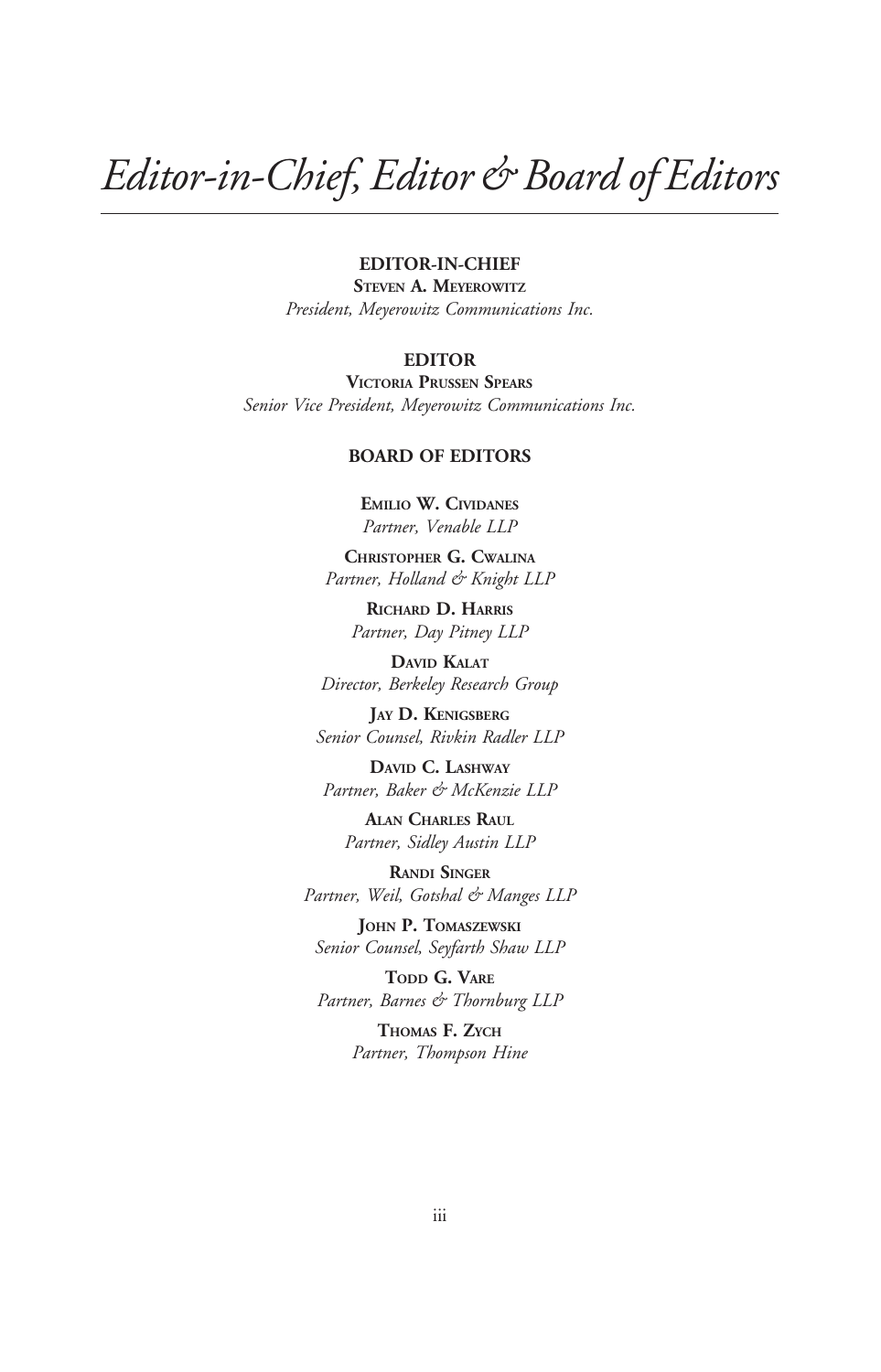# *Editor-in-Chief, Editor & Board of Editors*

**EDITOR-IN-CHIEF**

**STEVEN A. MEYEROWITZ**

*President, Meyerowitz Communications Inc.*

**EDITOR**

**VICTORIA PRUSSEN SPEARS**

*Senior Vice President, Meyerowitz Communications Inc.*

**BOARD OF EDITORS**

**EMILIO W. CIVIDANES**
*Partner, Venable LLP*

**CHRISTOPHER G. CWALINA**
*Partner, Holland & Knight LLP*

**RICHARD D. HARRIS**
*Partner, Day Pitney LLP*

**DAVID KALAT**
*Director, Berkeley Research Group*

**JAY D. KENIGSBERG**
*Senior Counsel, Rivkin Radler LLP*

**DAVID C. LASHWAY**
*Partner, Baker & McKenzie LLP*

**ALAN CHARLES RAUL**
*Partner, Sidley Austin LLP*

**RANDI SINGER**
*Partner, Weil, Gotshal & Manges LLP*

**JOHN P. TOMASZEWSKI**
*Senior Counsel, Seyfarth Shaw LLP*

**TODD G. VARE**
*Partner, Barnes & Thornburg LLP*

**THOMAS F. ZYCH**
*Partner, Thompson Hine*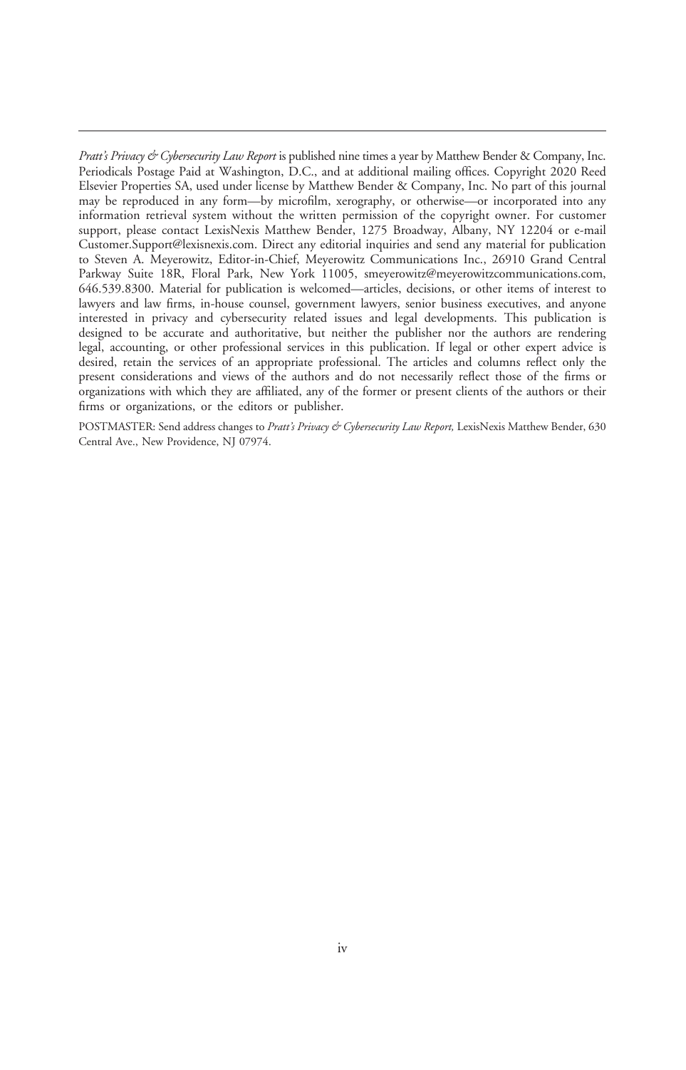*Pratt's Privacy & Cybersecurity Law Report* is published nine times a year by Matthew Bender & Company, Inc. Periodicals Postage Paid at Washington, D.C., and at additional mailing offices. Copyright 2020 Reed Elsevier Properties SA, used under license by Matthew Bender & Company, Inc. No part of this journal may be reproduced in any form—by microfilm, xerography, or otherwise—or incorporated into any information retrieval system without the written permission of the copyright owner. For customer support, please contact LexisNexis Matthew Bender, 1275 Broadway, Albany, NY 12204 or e-mail Customer.Support@lexisnexis.com. Direct any editorial inquiries and send any material for publication to Steven A. Meyerowitz, Editor-in-Chief, Meyerowitz Communications Inc., 26910 Grand Central Parkway Suite 18R, Floral Park, New York 11005, smeyerowitz@meyerowitzcommunications.com, 646.539.8300. Material for publication is welcomed—articles, decisions, or other items of interest to lawyers and law firms, in-house counsel, government lawyers, senior business executives, and anyone interested in privacy and cybersecurity related issues and legal developments. This publication is designed to be accurate and authoritative, but neither the publisher nor the authors are rendering legal, accounting, or other professional services in this publication. If legal or other expert advice is desired, retain the services of an appropriate professional. The articles and columns reflect only the present considerations and views of the authors and do not necessarily reflect those of the firms or organizations with which they are affiliated, any of the former or present clients of the authors or their firms or organizations, or the editors or publisher.

POSTMASTER: Send address changes to *Pratt's Privacy & Cybersecurity Law Report,* LexisNexis Matthew Bender, 630 Central Ave., New Providence, NJ 07974.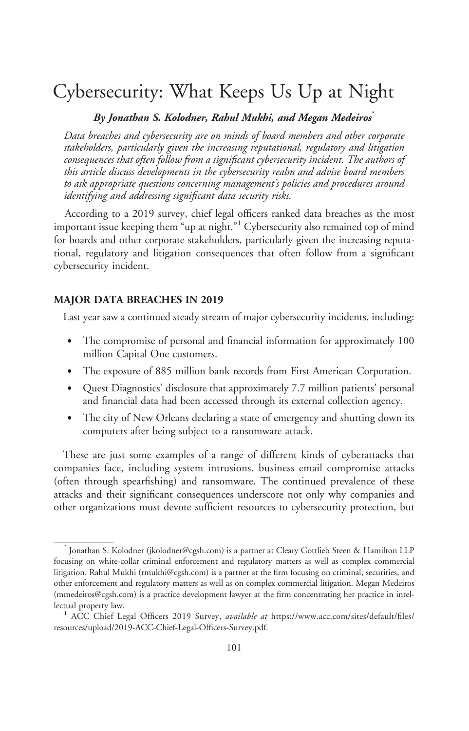# Cybersecurity: What Keeps Us Up at Night

***By Jonathan S. Kolodner, Rahul Mukhi, and Megan Medeiros****

*Data breaches and cybersecurity are on minds of board members and other corporate stakeholders, particularly given the increasing reputational, regulatory and litigation consequences that often follow from a significant cybersecurity incident. The authors of this article discuss developments in the cybersecurity realm and advise board members to ask appropriate questions concerning management's policies and procedures around identifying and addressing significant data security risks.*

According to a 2019 survey, chief legal officers ranked data breaches as the most important issue keeping them "up at night."[1] Cybersecurity also remained top of mind for boards and other corporate stakeholders, particularly given the increasing reputational, regulatory and litigation consequences that often follow from a significant cybersecurity incident.

## MAJOR DATA BREACHES IN 2019

Last year saw a continued steady stream of major cybersecurity incidents, including:

- The compromise of personal and financial information for approximately 100 million Capital One customers.
- The exposure of 885 million bank records from First American Corporation.
- Quest Diagnostics' disclosure that approximately 7.7 million patients' personal and financial data had been accessed through its external collection agency.
- The city of New Orleans declaring a state of emergency and shutting down its computers after being subject to a ransomware attack.

These are just some examples of a range of different kinds of cyberattacks that companies face, including system intrusions, business email compromise attacks (often through spearfishing) and ransomware. The continued prevalence of these attacks and their significant consequences underscore not only why companies and other organizations must devote sufficient resources to cybersecurity protection, but

---

\* Jonathan S. Kolodner (jkolodner@cgsh.com) is a partner at Cleary Gottlieb Steen & Hamilton LLP focusing on white-collar criminal enforcement and regulatory matters as well as complex commercial litigation. Rahul Mukhi (rmukhi@cgsh.com) is a partner at the firm focusing on criminal, securities, and other enforcement and regulatory matters as well as on complex commercial litigation. Megan Medeiros (mmedeiros@cgsh.com) is a practice development lawyer at the firm concentrating her practice in intellectual property law.

[1] ACC Chief Legal Officers 2019 Survey, *available at* https://www.acc.com/sites/default/files/resources/upload/2019-ACC-Chief-Legal-Officers-Survey.pdf.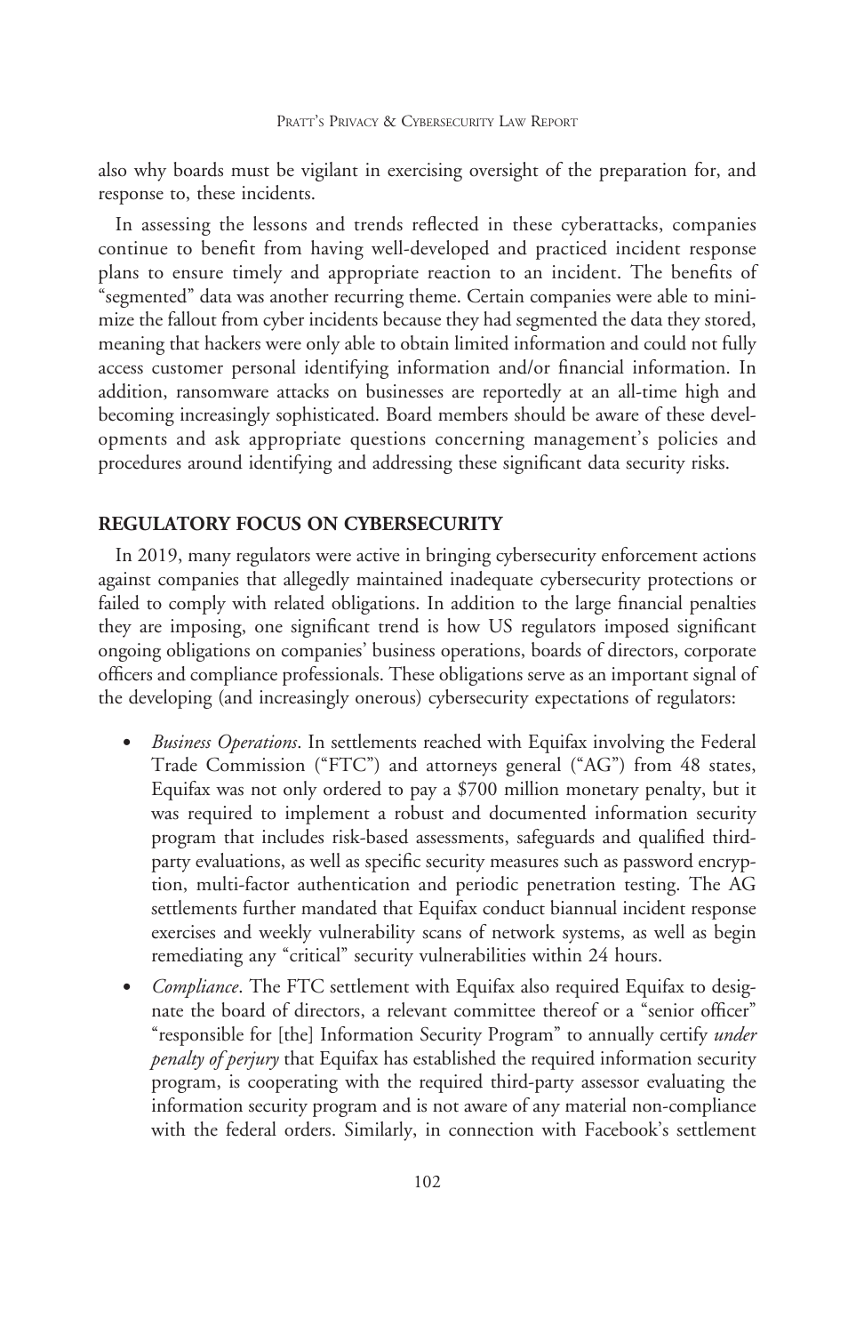also why boards must be vigilant in exercising oversight of the preparation for, and response to, these incidents.

In assessing the lessons and trends reflected in these cyberattacks, companies continue to benefit from having well-developed and practiced incident response plans to ensure timely and appropriate reaction to an incident. The benefits of "segmented" data was another recurring theme. Certain companies were able to minimize the fallout from cyber incidents because they had segmented the data they stored, meaning that hackers were only able to obtain limited information and could not fully access customer personal identifying information and/or financial information. In addition, ransomware attacks on businesses are reportedly at an all-time high and becoming increasingly sophisticated. Board members should be aware of these developments and ask appropriate questions concerning management's policies and procedures around identifying and addressing these significant data security risks.

## REGULATORY FOCUS ON CYBERSECURITY

In 2019, many regulators were active in bringing cybersecurity enforcement actions against companies that allegedly maintained inadequate cybersecurity protections or failed to comply with related obligations. In addition to the large financial penalties they are imposing, one significant trend is how US regulators imposed significant ongoing obligations on companies' business operations, boards of directors, corporate officers and compliance professionals. These obligations serve as an important signal of the developing (and increasingly onerous) cybersecurity expectations of regulators:

- *Business Operations*. In settlements reached with Equifax involving the Federal Trade Commission ("FTC") and attorneys general ("AG") from 48 states, Equifax was not only ordered to pay a $700 million monetary penalty, but it was required to implement a robust and documented information security program that includes risk-based assessments, safeguards and qualified third-party evaluations, as well as specific security measures such as password encryption, multi-factor authentication and periodic penetration testing. The AG settlements further mandated that Equifax conduct biannual incident response exercises and weekly vulnerability scans of network systems, as well as begin remediating any "critical" security vulnerabilities within 24 hours.
- *Compliance*. The FTC settlement with Equifax also required Equifax to designate the board of directors, a relevant committee thereof or a "senior officer" "responsible for [the] Information Security Program" to annually certify *under penalty of perjury* that Equifax has established the required information security program, is cooperating with the required third-party assessor evaluating the information security program and is not aware of any material non-compliance with the federal orders. Similarly, in connection with Facebook's settlement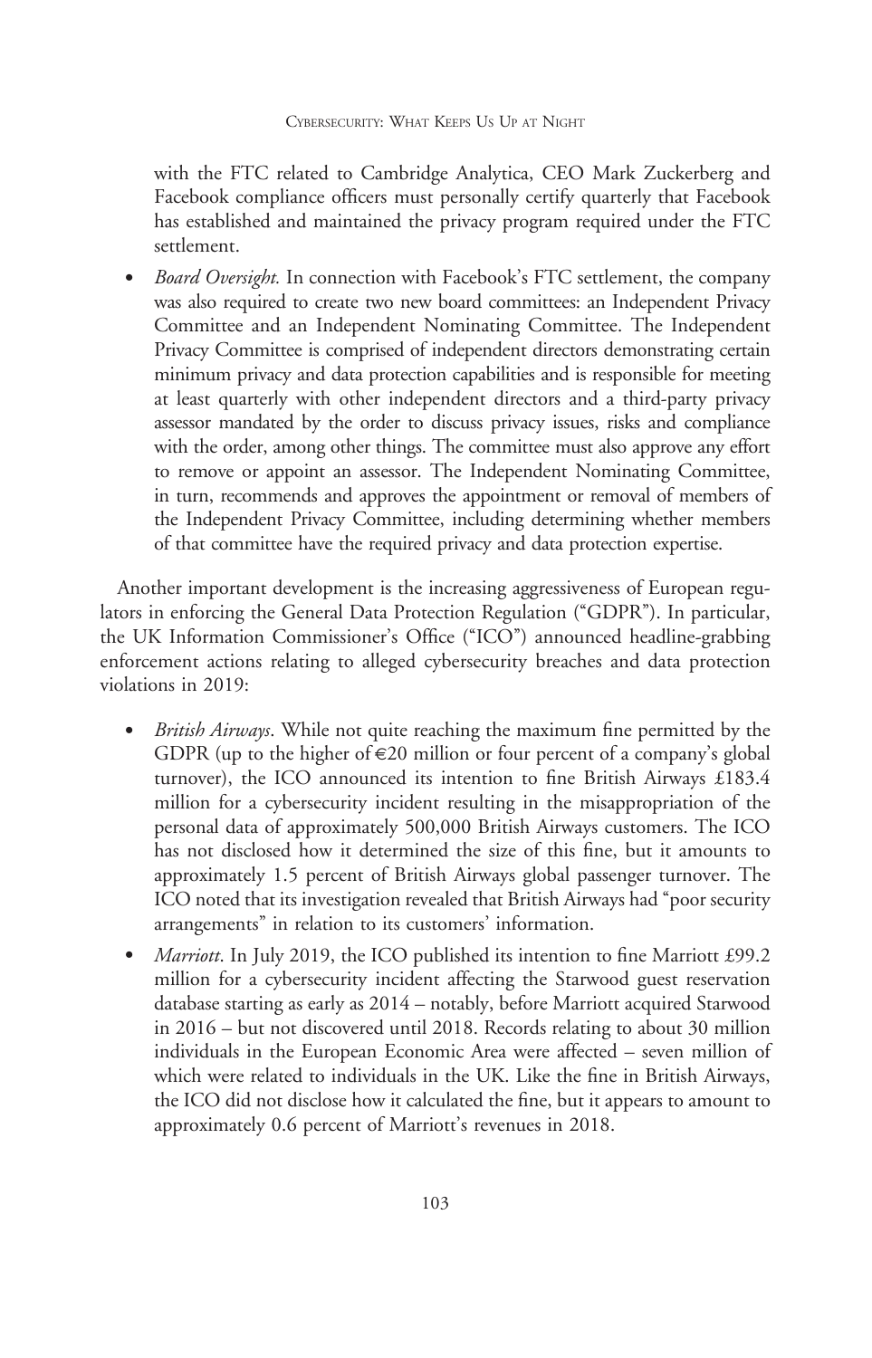with the FTC related to Cambridge Analytica, CEO Mark Zuckerberg and Facebook compliance officers must personally certify quarterly that Facebook has established and maintained the privacy program required under the FTC settlement.

- *Board Oversight.* In connection with Facebook's FTC settlement, the company was also required to create two new board committees: an Independent Privacy Committee and an Independent Nominating Committee. The Independent Privacy Committee is comprised of independent directors demonstrating certain minimum privacy and data protection capabilities and is responsible for meeting at least quarterly with other independent directors and a third-party privacy assessor mandated by the order to discuss privacy issues, risks and compliance with the order, among other things. The committee must also approve any effort to remove or appoint an assessor. The Independent Nominating Committee, in turn, recommends and approves the appointment or removal of members of the Independent Privacy Committee, including determining whether members of that committee have the required privacy and data protection expertise.

Another important development is the increasing aggressiveness of European regulators in enforcing the General Data Protection Regulation ("GDPR"). In particular, the UK Information Commissioner's Office ("ICO") announced headline-grabbing enforcement actions relating to alleged cybersecurity breaches and data protection violations in 2019:

- *British Airways*. While not quite reaching the maximum fine permitted by the GDPR (up to the higher of €20 million or four percent of a company's global turnover), the ICO announced its intention to fine British Airways £183.4 million for a cybersecurity incident resulting in the misappropriation of the personal data of approximately 500,000 British Airways customers. The ICO has not disclosed how it determined the size of this fine, but it amounts to approximately 1.5 percent of British Airways global passenger turnover. The ICO noted that its investigation revealed that British Airways had "poor security arrangements" in relation to its customers' information.
- *Marriott*. In July 2019, the ICO published its intention to fine Marriott £99.2 million for a cybersecurity incident affecting the Starwood guest reservation database starting as early as 2014 – notably, before Marriott acquired Starwood in 2016 – but not discovered until 2018. Records relating to about 30 million individuals in the European Economic Area were affected – seven million of which were related to individuals in the UK. Like the fine in British Airways, the ICO did not disclose how it calculated the fine, but it appears to amount to approximately 0.6 percent of Marriott's revenues in 2018.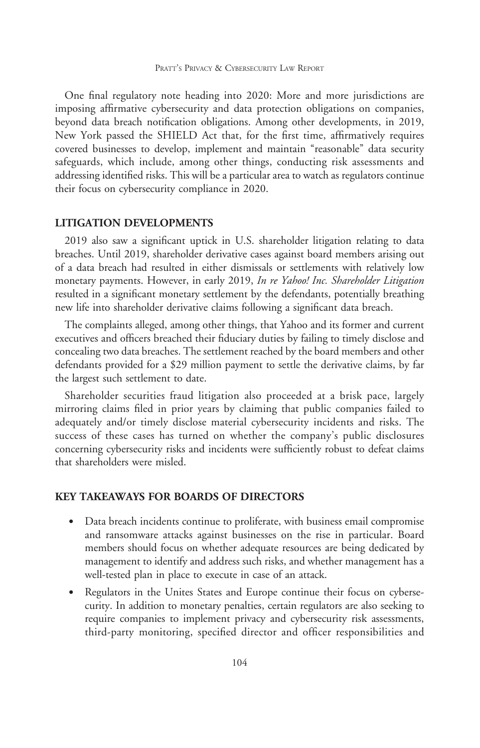One final regulatory note heading into 2020: More and more jurisdictions are imposing affirmative cybersecurity and data protection obligations on companies, beyond data breach notification obligations. Among other developments, in 2019, New York passed the SHIELD Act that, for the first time, affirmatively requires covered businesses to develop, implement and maintain "reasonable" data security safeguards, which include, among other things, conducting risk assessments and addressing identified risks. This will be a particular area to watch as regulators continue their focus on cybersecurity compliance in 2020.

## LITIGATION DEVELOPMENTS

2019 also saw a significant uptick in U.S. shareholder litigation relating to data breaches. Until 2019, shareholder derivative cases against board members arising out of a data breach had resulted in either dismissals or settlements with relatively low monetary payments. However, in early 2019, *In re Yahoo! Inc. Shareholder Litigation* resulted in a significant monetary settlement by the defendants, potentially breathing new life into shareholder derivative claims following a significant data breach.

The complaints alleged, among other things, that Yahoo and its former and current executives and officers breached their fiduciary duties by failing to timely disclose and concealing two data breaches. The settlement reached by the board members and other defendants provided for a $29 million payment to settle the derivative claims, by far the largest such settlement to date.

Shareholder securities fraud litigation also proceeded at a brisk pace, largely mirroring claims filed in prior years by claiming that public companies failed to adequately and/or timely disclose material cybersecurity incidents and risks. The success of these cases has turned on whether the company's public disclosures concerning cybersecurity risks and incidents were sufficiently robust to defeat claims that shareholders were misled.

## KEY TAKEAWAYS FOR BOARDS OF DIRECTORS

- Data breach incidents continue to proliferate, with business email compromise and ransomware attacks against businesses on the rise in particular. Board members should focus on whether adequate resources are being dedicated by management to identify and address such risks, and whether management has a well-tested plan in place to execute in case of an attack.
- Regulators in the Unites States and Europe continue their focus on cybersecurity. In addition to monetary penalties, certain regulators are also seeking to require companies to implement privacy and cybersecurity risk assessments, third-party monitoring, specified director and officer responsibilities and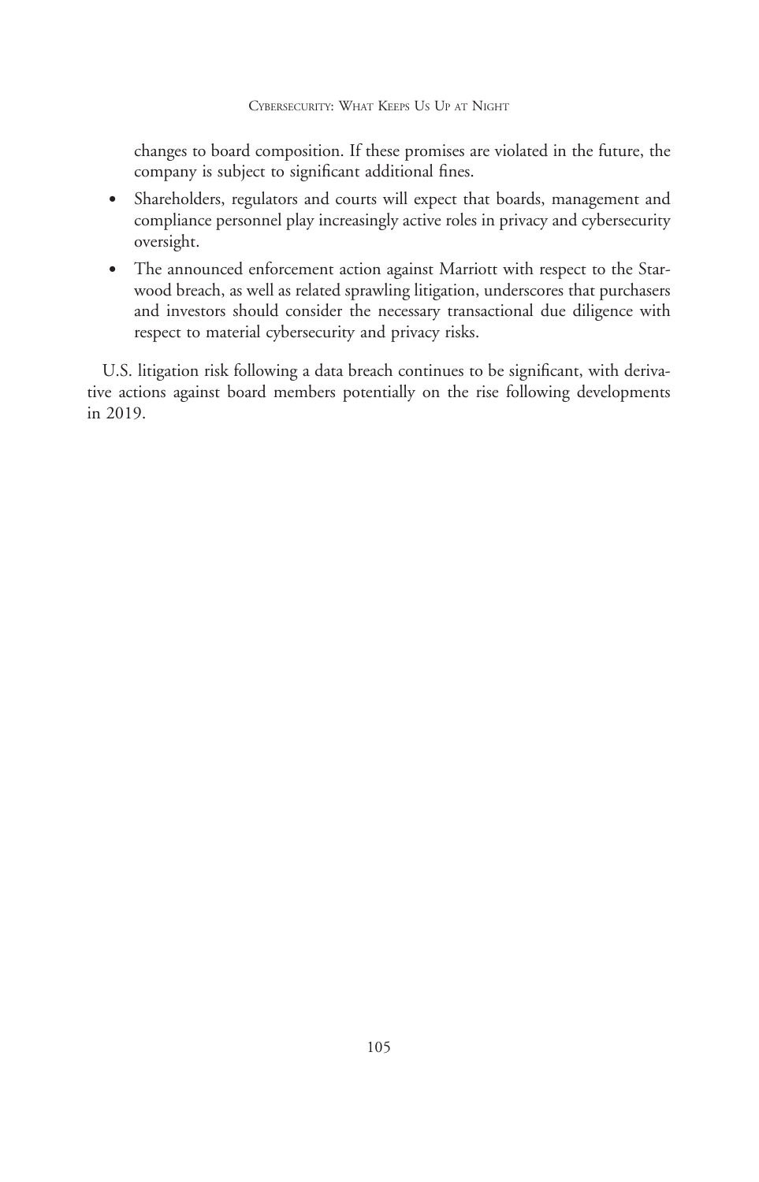changes to board composition. If these promises are violated in the future, the company is subject to significant additional fines.

- Shareholders, regulators and courts will expect that boards, management and compliance personnel play increasingly active roles in privacy and cybersecurity oversight.
- The announced enforcement action against Marriott with respect to the Starwood breach, as well as related sprawling litigation, underscores that purchasers and investors should consider the necessary transactional due diligence with respect to material cybersecurity and privacy risks.

U.S. litigation risk following a data breach continues to be significant, with derivative actions against board members potentially on the rise following developments in 2019.